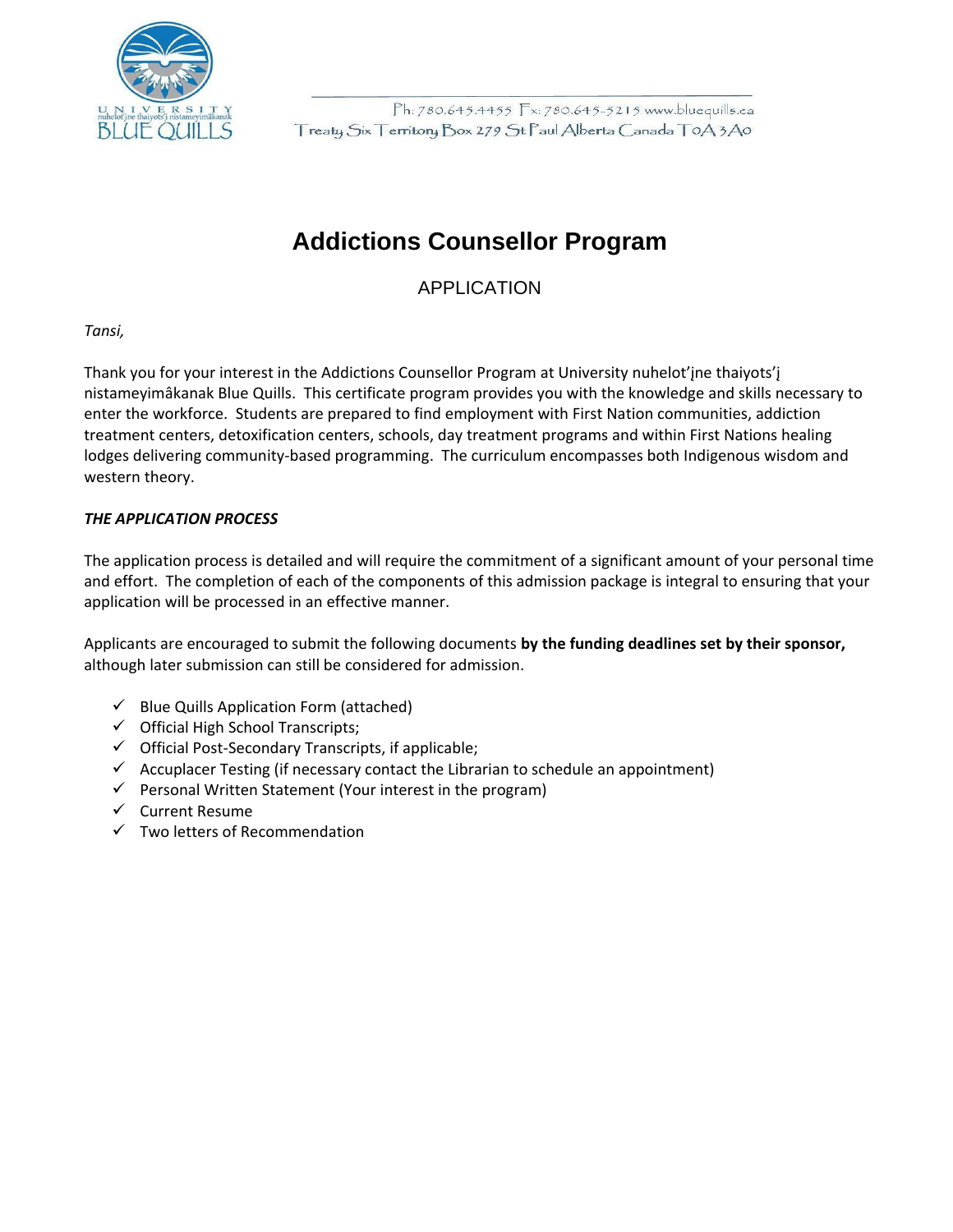UNIVERSITY
nuhelot'įne thaiyots'į nistameyimâkanak
BLUE QUILLS

Ph: 780.645.4455 Fx: 780.645-5215 www.bluequills.ca
Treaty Six Territory Box 279 St Paul Alberta Canada T0A 3A0

# Addictions Counsellor Program

## APPLICATION

*Tansi,*

Thank you for your interest in the Addictions Counsellor Program at University nuhelot'įne thaiyots'į nistameyimâkanak Blue Quills. This certificate program provides you with the knowledge and skills necessary to enter the workforce. Students are prepared to find employment with First Nation communities, addiction treatment centers, detoxification centers, schools, day treatment programs and within First Nations healing lodges delivering community-based programming. The curriculum encompasses both Indigenous wisdom and western theory.

***THE APPLICATION PROCESS***

The application process is detailed and will require the commitment of a significant amount of your personal time and effort. The completion of each of the components of this admission package is integral to ensuring that your application will be processed in an effective manner.

Applicants are encouraged to submit the following documents **by the funding deadlines set by their sponsor,** although later submission can still be considered for admission.

- ✓ Blue Quills Application Form (attached)
- ✓ Official High School Transcripts;
- ✓ Official Post-Secondary Transcripts, if applicable;
- ✓ Accuplacer Testing (if necessary contact the Librarian to schedule an appointment)
- ✓ Personal Written Statement (Your interest in the program)
- ✓ Current Resume
- ✓ Two letters of Recommendation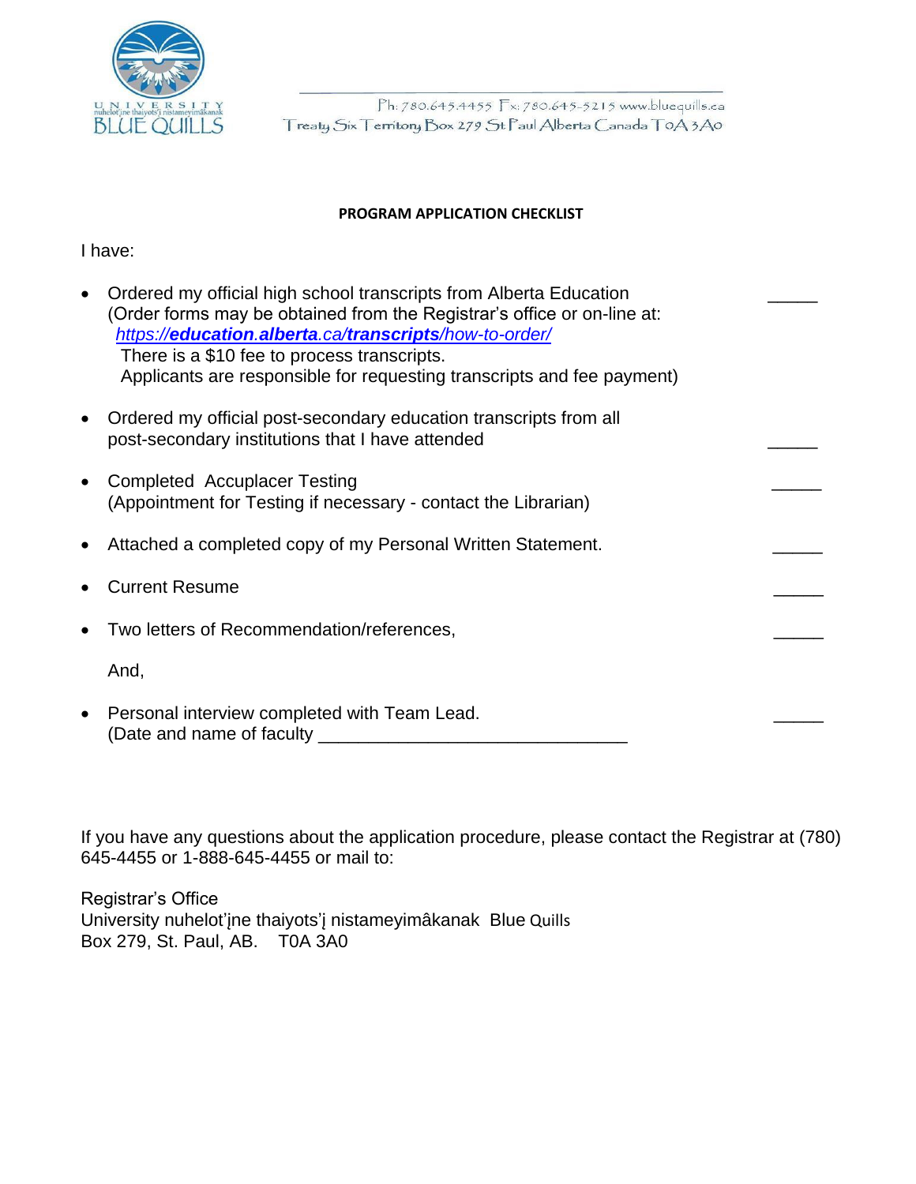Ph: 780.645.4455 Fx: 780.645-5215 www.bluequills.ca
Treaty Six Territory Box 279 St Paul Alberta Canada T0A 3A0

**PROGRAM APPLICATION CHECKLIST**

I have:

- Ordered my official high school transcripts from Alberta Education _____
  (Order forms may be obtained from the Registrar's office or on-line at:
  *https://education.alberta.ca/transcripts/how-to-order/*
  There is a $10 fee to process transcripts.
  Applicants are responsible for requesting transcripts and fee payment)

- Ordered my official post-secondary education transcripts from all post-secondary institutions that I have attended _____

- Completed Accuplacer Testing _____
  (Appointment for Testing if necessary - contact the Librarian)

- Attached a completed copy of my Personal Written Statement. _____

- Current Resume _____

- Two letters of Recommendation/references, _____

  And,

- Personal interview completed with Team Lead. _____
  (Date and name of faculty _______________________________

If you have any questions about the application procedure, please contact the Registrar at (780) 645-4455 or 1-888-645-4455 or mail to:

Registrar's Office
University nuhelot'įne thaiyots'į nistameyimâkanak Blue Quills
Box 279, St. Paul, AB. T0A 3A0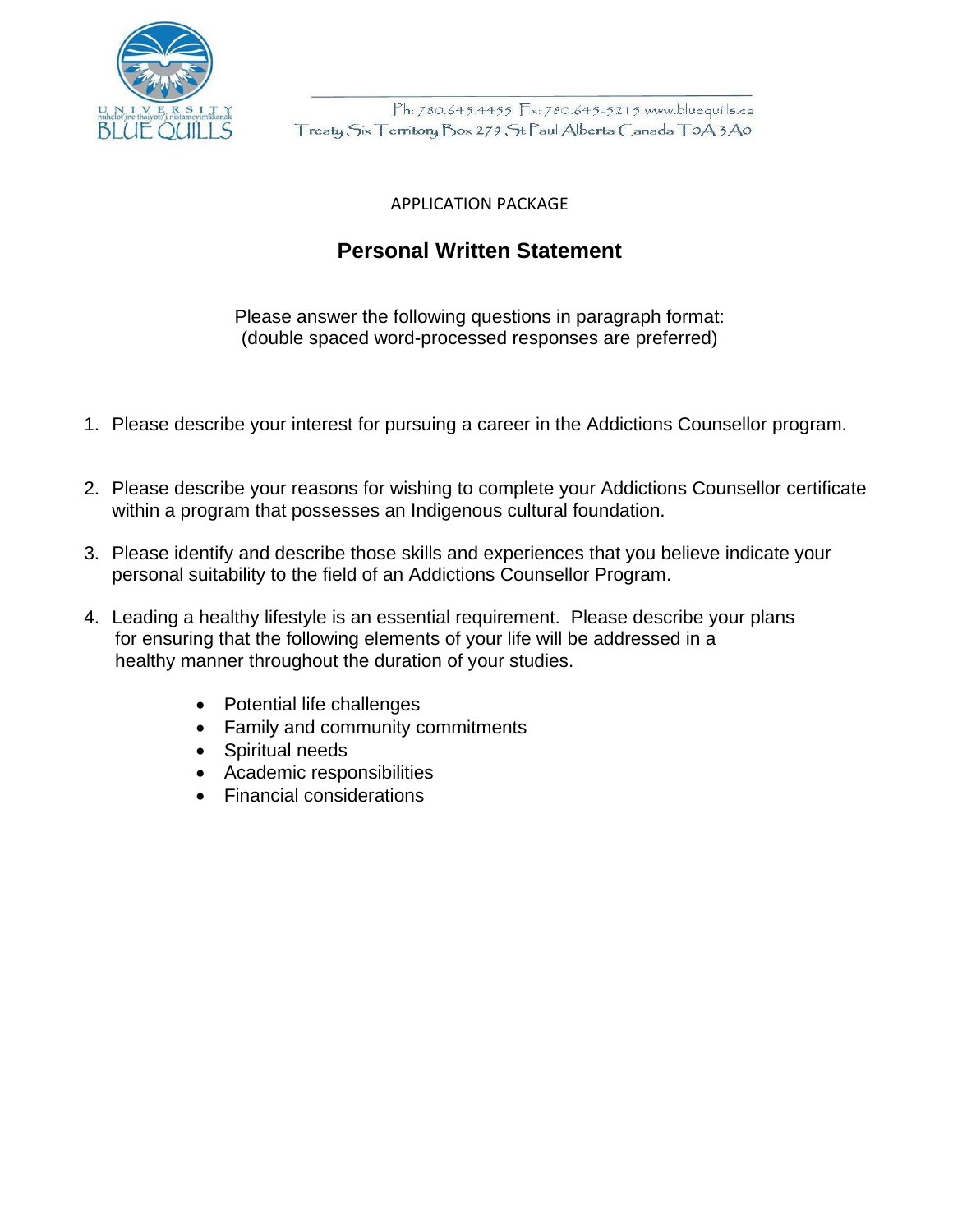UNIVERSITY nuhelot'įne thaiyots'į nistameyimâkanak BLUE QUILLS

Ph: 780.645.4455 Fx: 780.645-5215 www.bluequills.ca
Treaty Six Territory Box 279 St Paul Alberta Canada T0A 3A0

APPLICATION PACKAGE

## Personal Written Statement

Please answer the following questions in paragraph format:
(double spaced word-processed responses are preferred)

1. Please describe your interest for pursuing a career in the Addictions Counsellor program.
2. Please describe your reasons for wishing to complete your Addictions Counsellor certificate within a program that possesses an Indigenous cultural foundation.
3. Please identify and describe those skills and experiences that you believe indicate your personal suitability to the field of an Addictions Counsellor Program.
4. Leading a healthy lifestyle is an essential requirement. Please describe your plans for ensuring that the following elements of your life will be addressed in a healthy manner throughout the duration of your studies.
    - Potential life challenges
    - Family and community commitments
    - Spiritual needs
    - Academic responsibilities
    - Financial considerations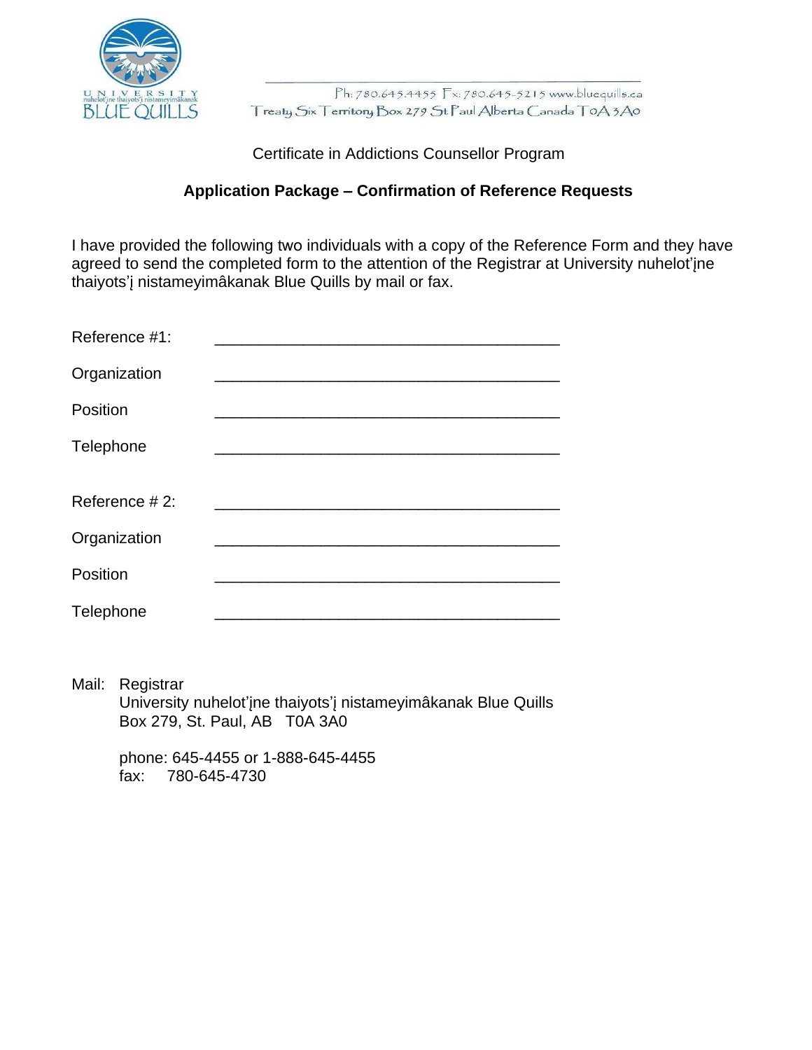UNIVERSITY nuhelot'įne thaiyots'į nistameyimâkanak BLUE QUILLS

Ph: 780.645.4455 Fx: 780.645-5215 www.bluequills.ca
Treaty Six Territory Box 279 St Paul Alberta Canada T0A 3A0

Certificate in Addictions Counsellor Program

**Application Package – Confirmation of Reference Requests**

I have provided the following two individuals with a copy of the Reference Form and they have agreed to send the completed form to the attention of the Registrar at University nuhelot'įne thaiyots'į nistameyimâkanak Blue Quills by mail or fax.

Reference #1: ________________________________________

Organization ________________________________________

Position ________________________________________

Telephone ________________________________________

Reference # 2: ________________________________________

Organization ________________________________________

Position ________________________________________

Telephone ________________________________________

Mail: Registrar
University nuhelot'įne thaiyots'į nistameyimâkanak Blue Quills
Box 279, St. Paul, AB T0A 3A0

phone: 645-4455 or 1-888-645-4455
fax: 780-645-4730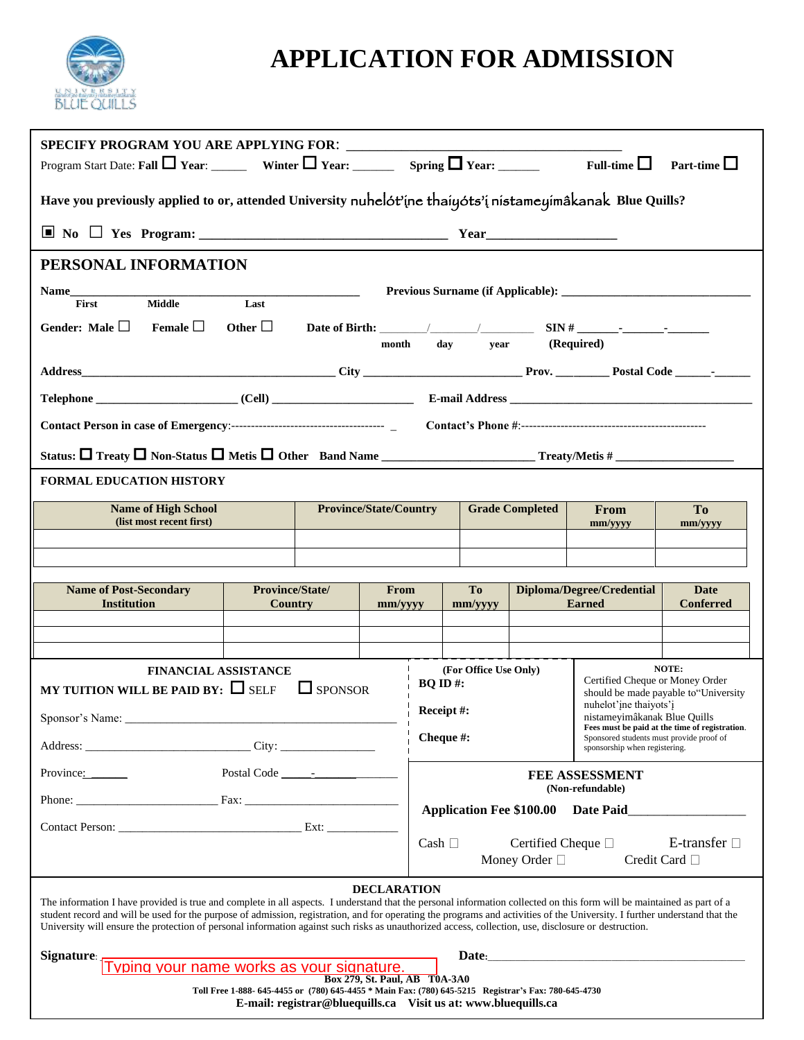# APPLICATION FOR ADMISSION

**SPECIFY PROGRAM YOU ARE APPLYING FOR:** ______________________________________

Program Start Date: **Fall** ☐ **Year**: _____ **Winter** ☐ **Year:** ______ **Spring** ☐ **Year:** ______ **Full-time** ☐ **Part-time** ☐

**Have you previously applied to or, attended University** nuhelót'įne thaiyóts'į nistameyimâkanak **Blue Quills?**

☒ **No** ☐ **Yes Program:** ___________________________________ **Year**__________________

## PERSONAL INFORMATION

**Name**_____________________________________________ **Previous Surname (if Applicable):** ____________________________
First Middle Last

**Gender: Male** ☐ **Female** ☐ **Other** ☐ **Date of Birth:** _______/_______/_________ **SIN #** _______-_______-_______
month day year **(Required)**

**Address**_________________________________________ **City** _________________________ **Prov.** ________ **Postal Code** ______-______

**Telephone** ______________________ **(Cell)** ______________________ **E-mail Address** ________________________________________

**Contact Person in case of Emergency**:--------------------------------------- _ **Contact's Phone #**:-----------------------------------------------

**Status:** ☐ **Treaty** ☐ **Non-Status** ☐ **Metis** ☐ **Other Band Name** ________________________ **Treaty/Metis #** ___________________

### FORMAL EDUCATION HISTORY

| Name of High School (list most recent first) | Province/State/Country | Grade Completed | From mm/yyyy | To mm/yyyy |
|---|---|---|---|---|
| | | | | |
| | | | | |

| Name of Post-Secondary Institution | Province/State/ Country | From mm/yyyy | To mm/yyyy | Diploma/Degree/Credential Earned | Date Conferred |
|---|---|---|---|---|---|
| | | | | | |
| | | | | | |
| | | | | | |

### FINANCIAL ASSISTANCE

**MY TUITION WILL BE PAID BY:** ☐ SELF ☐ SPONSOR

Sponsor's Name: ________________________________________________

Address: ____________________________ City: ________________

Province: ______ Postal Code _____-_______________

Phone: ________________________ Fax: __________________________

Contact Person: ______________________________ Ext: ____________

**(For Office Use Only)**

**BQ ID #:**

**Receipt #:**

**Cheque #:**

**NOTE:**
Certified Cheque or Money Order should be made payable to "University nuhelot'įne thaiyots'į nistameyimâkanak Blue Quills
**Fees must be paid at the time of registration.**
Sponsored students must provide proof of sponsorship when registering.

**FEE ASSESSMENT**
**(Non-refundable)**

**Application Fee $100.00 Date Paid**__________________

Cash ☐ Certified Cheque ☐ E-transfer ☐
Money Order ☐ Credit Card ☐

### DECLARATION

The information I have provided is true and complete in all aspects. I understand that the personal information collected on this form will be maintained as part of a student record and will be used for the purpose of admission, registration, and for operating the programs and activities of the University. I further understand that the University will ensure the protection of personal information against such risks as unauthorized access, collection, use, disclosure or destruction.

**Signature**: Typing your name works as your signature. **Date**:___________________________________________

**Box 279, St. Paul, AB T0A-3A0**
**Toll Free 1-888- 645-4455 or (780) 645-4455 * Main Fax: (780) 645-5215 Registrar's Fax: 780-645-4730**
**E-mail: registrar@bluequills.ca Visit us at: www.bluequills.ca**